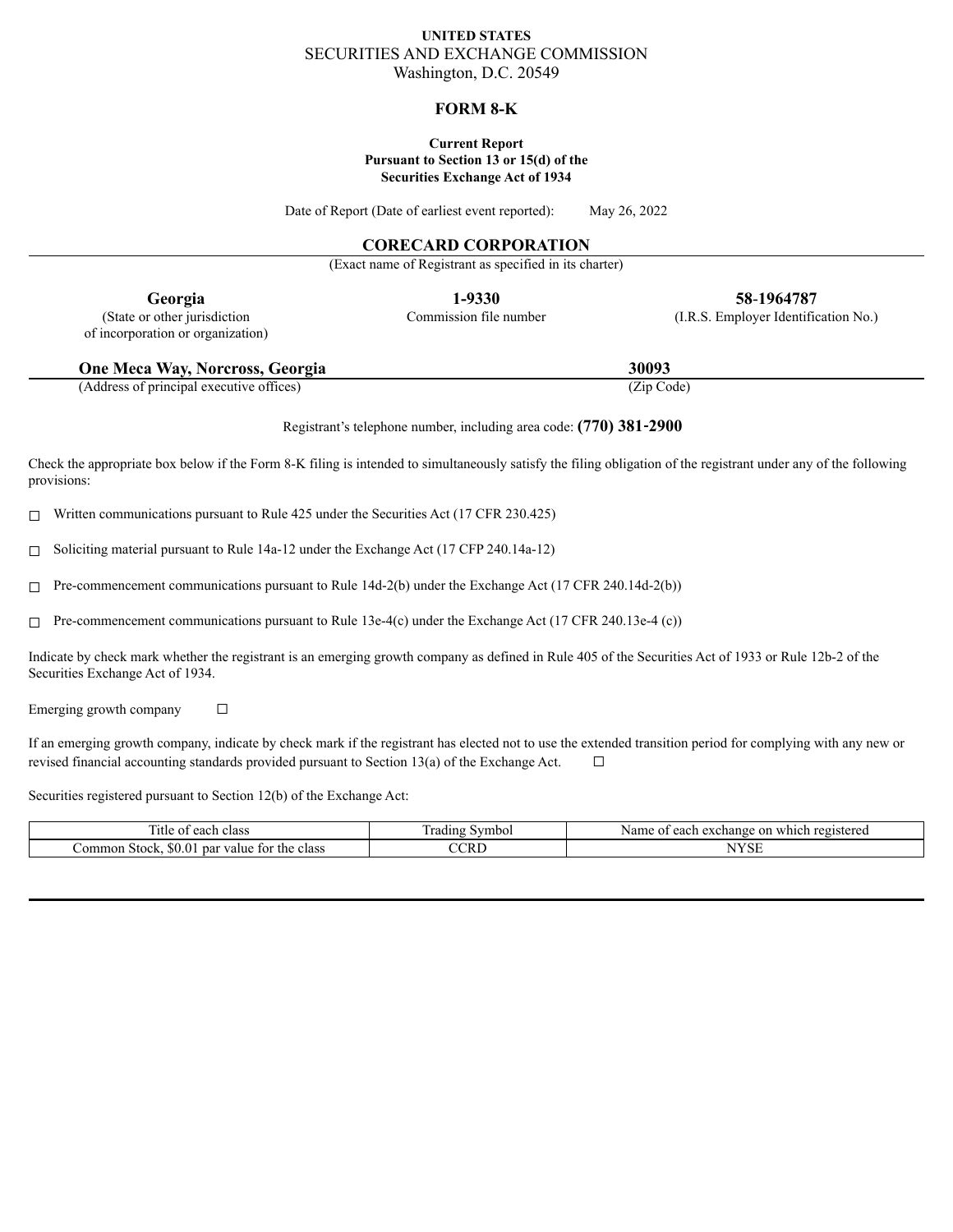**UNITED STATES**
SECURITIES AND EXCHANGE COMMISSION
Washington, D.C. 20549

# FORM 8-K

**Current Report**
**Pursuant to Section 13 or 15(d) of the**
**Securities Exchange Act of 1934**

Date of Report (Date of earliest event reported): May 26, 2022

## CORECARD CORPORATION

(Exact name of Registrant as specified in its charter)

| **Georgia** | **1-9330** | **58-1964787** |
|---|---|---|
| (State or other jurisdiction of incorporation or organization) | Commission file number | (I.R.S. Employer Identification No.) |

| **One Meca Way, Norcross, Georgia** | **30093** |
|---|---|
| (Address of principal executive offices) | (Zip Code) |

Registrant's telephone number, including area code: **(770) 381-2900**

Check the appropriate box below if the Form 8-K filing is intended to simultaneously satisfy the filing obligation of the registrant under any of the following provisions:

☐ Written communications pursuant to Rule 425 under the Securities Act (17 CFR 230.425)

☐ Soliciting material pursuant to Rule 14a-12 under the Exchange Act (17 CFP 240.14a-12)

☐ Pre-commencement communications pursuant to Rule 14d-2(b) under the Exchange Act (17 CFR 240.14d-2(b))

☐ Pre-commencement communications pursuant to Rule 13e-4(c) under the Exchange Act (17 CFR 240.13e-4 (c))

Indicate by check mark whether the registrant is an emerging growth company as defined in Rule 405 of the Securities Act of 1933 or Rule 12b-2 of the Securities Exchange Act of 1934.

Emerging growth company ☐

If an emerging growth company, indicate by check mark if the registrant has elected not to use the extended transition period for complying with any new or revised financial accounting standards provided pursuant to Section 13(a) of the Exchange Act. ☐

Securities registered pursuant to Section 12(b) of the Exchange Act:

| Title of each class | Trading Symbol | Name of each exchange on which registered |
|---|---|---|
| Common Stock, $0.01 par value for the class | CCRD | NYSE |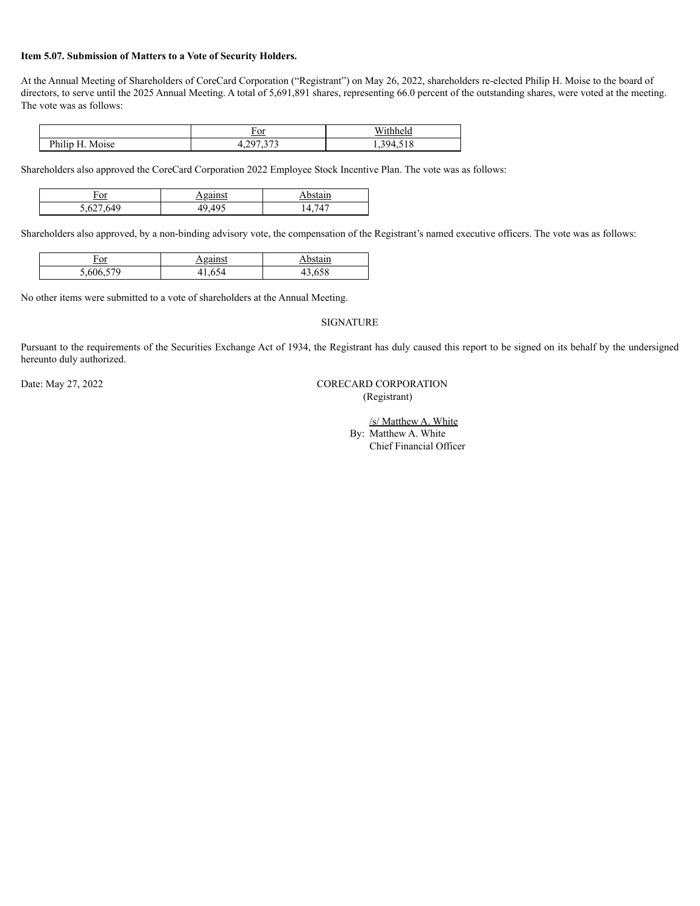**Item 5.07. Submission of Matters to a Vote of Security Holders.**

At the Annual Meeting of Shareholders of CoreCard Corporation ("Registrant") on May 26, 2022, shareholders re-elected Philip H. Moise to the board of directors, to serve until the 2025 Annual Meeting. A total of 5,691,891 shares, representing 66.0 percent of the outstanding shares, were voted at the meeting. The vote was as follows:

| | For | Withheld |
|---|---|---|
| Philip H. Moise | 4,297,373 | 1,394,518 |

Shareholders also approved the CoreCard Corporation 2022 Employee Stock Incentive Plan. The vote was as follows:

| For | Against | Abstain |
|---|---|---|
| 5,627,649 | 49,495 | 14,747 |

Shareholders also approved, by a non-binding advisory vote, the compensation of the Registrant's named executive officers. The vote was as follows:

| For | Against | Abstain |
|---|---|---|
| 5,606,579 | 41,654 | 43,658 |

No other items were submitted to a vote of shareholders at the Annual Meeting.

SIGNATURE

Pursuant to the requirements of the Securities Exchange Act of 1934, the Registrant has duly caused this report to be signed on its behalf by the undersigned hereunto duly authorized.

Date: May 27, 2022

CORECARD CORPORATION
(Registrant)

/s/ Matthew A. White
By: Matthew A. White
Chief Financial Officer